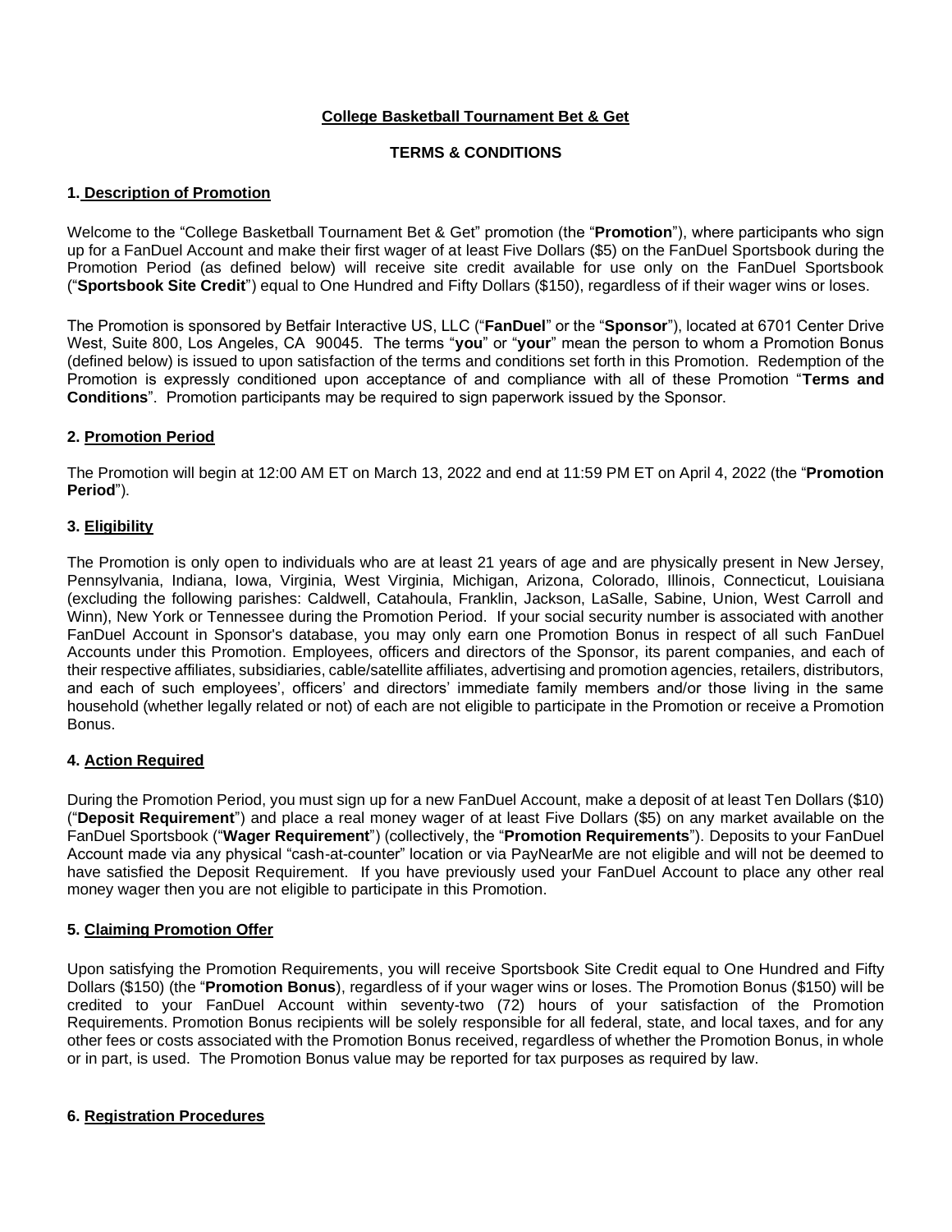# College Basketball Tournament Bet & Get

## TERMS & CONDITIONS

### 1. Description of Promotion

Welcome to the "College Basketball Tournament Bet & Get" promotion (the "**Promotion**"), where participants who sign up for a FanDuel Account and make their first wager of at least Five Dollars ($5) on the FanDuel Sportsbook during the Promotion Period (as defined below) will receive site credit available for use only on the FanDuel Sportsbook ("**Sportsbook Site Credit**") equal to One Hundred and Fifty Dollars ($150), regardless of if their wager wins or loses.

The Promotion is sponsored by Betfair Interactive US, LLC ("**FanDuel**" or the "**Sponsor**"), located at 6701 Center Drive West, Suite 800, Los Angeles, CA 90045. The terms "**you**" or "**your**" mean the person to whom a Promotion Bonus (defined below) is issued to upon satisfaction of the terms and conditions set forth in this Promotion. Redemption of the Promotion is expressly conditioned upon acceptance of and compliance with all of these Promotion "**Terms and Conditions**". Promotion participants may be required to sign paperwork issued by the Sponsor.

### 2. Promotion Period

The Promotion will begin at 12:00 AM ET on March 13, 2022 and end at 11:59 PM ET on April 4, 2022 (the "**Promotion Period**").

### 3. Eligibility

The Promotion is only open to individuals who are at least 21 years of age and are physically present in New Jersey, Pennsylvania, Indiana, Iowa, Virginia, West Virginia, Michigan, Arizona, Colorado, Illinois, Connecticut, Louisiana (excluding the following parishes: Caldwell, Catahoula, Franklin, Jackson, LaSalle, Sabine, Union, West Carroll and Winn), New York or Tennessee during the Promotion Period. If your social security number is associated with another FanDuel Account in Sponsor's database, you may only earn one Promotion Bonus in respect of all such FanDuel Accounts under this Promotion. Employees, officers and directors of the Sponsor, its parent companies, and each of their respective affiliates, subsidiaries, cable/satellite affiliates, advertising and promotion agencies, retailers, distributors, and each of such employees', officers' and directors' immediate family members and/or those living in the same household (whether legally related or not) of each are not eligible to participate in the Promotion or receive a Promotion Bonus.

### 4. Action Required

During the Promotion Period, you must sign up for a new FanDuel Account, make a deposit of at least Ten Dollars ($10) ("**Deposit Requirement**") and place a real money wager of at least Five Dollars ($5) on any market available on the FanDuel Sportsbook ("**Wager Requirement**") (collectively, the "**Promotion Requirements**"). Deposits to your FanDuel Account made via any physical "cash-at-counter" location or via PayNearMe are not eligible and will not be deemed to have satisfied the Deposit Requirement. If you have previously used your FanDuel Account to place any other real money wager then you are not eligible to participate in this Promotion.

### 5. Claiming Promotion Offer

Upon satisfying the Promotion Requirements, you will receive Sportsbook Site Credit equal to One Hundred and Fifty Dollars ($150) (the "**Promotion Bonus**), regardless of if your wager wins or loses. The Promotion Bonus ($150) will be credited to your FanDuel Account within seventy-two (72) hours of your satisfaction of the Promotion Requirements. Promotion Bonus recipients will be solely responsible for all federal, state, and local taxes, and for any other fees or costs associated with the Promotion Bonus received, regardless of whether the Promotion Bonus, in whole or in part, is used. The Promotion Bonus value may be reported for tax purposes as required by law.

### 6. Registration Procedures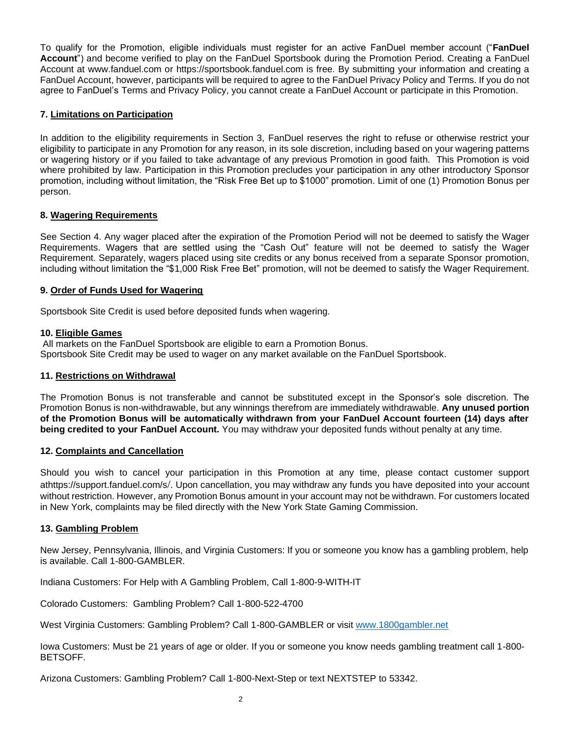To qualify for the Promotion, eligible individuals must register for an active FanDuel member account ("**FanDuel Account**") and become verified to play on the FanDuel Sportsbook during the Promotion Period. Creating a FanDuel Account at www.fanduel.com or https://sportsbook.fanduel.com is free. By submitting your information and creating a FanDuel Account, however, participants will be required to agree to the FanDuel Privacy Policy and Terms. If you do not agree to FanDuel's Terms and Privacy Policy, you cannot create a FanDuel Account or participate in this Promotion.

**7. Limitations on Participation**

In addition to the eligibility requirements in Section 3, FanDuel reserves the right to refuse or otherwise restrict your eligibility to participate in any Promotion for any reason, in its sole discretion, including based on your wagering patterns or wagering history or if you failed to take advantage of any previous Promotion in good faith. This Promotion is void where prohibited by law. Participation in this Promotion precludes your participation in any other introductory Sponsor promotion, including without limitation, the "Risk Free Bet up to $1000" promotion. Limit of one (1) Promotion Bonus per person.

**8. Wagering Requirements**

See Section 4. Any wager placed after the expiration of the Promotion Period will not be deemed to satisfy the Wager Requirements. Wagers that are settled using the "Cash Out" feature will not be deemed to satisfy the Wager Requirement. Separately, wagers placed using site credits or any bonus received from a separate Sponsor promotion, including without limitation the "$1,000 Risk Free Bet" promotion, will not be deemed to satisfy the Wager Requirement.

**9. Order of Funds Used for Wagering**

Sportsbook Site Credit is used before deposited funds when wagering.

**10. Eligible Games**

All markets on the FanDuel Sportsbook are eligible to earn a Promotion Bonus.
Sportsbook Site Credit may be used to wager on any market available on the FanDuel Sportsbook.

**11. Restrictions on Withdrawal**

The Promotion Bonus is not transferable and cannot be substituted except in the Sponsor's sole discretion. The Promotion Bonus is non-withdrawable, but any winnings therefrom are immediately withdrawable. **Any unused portion of the Promotion Bonus will be automatically withdrawn from your FanDuel Account fourteen (14) days after being credited to your FanDuel Account.** You may withdraw your deposited funds without penalty at any time.

**12. Complaints and Cancellation**

Should you wish to cancel your participation in this Promotion at any time, please contact customer support athttps://support.fanduel.com/s/. Upon cancellation, you may withdraw any funds you have deposited into your account without restriction. However, any Promotion Bonus amount in your account may not be withdrawn. For customers located in New York, complaints may be filed directly with the New York State Gaming Commission.

**13. Gambling Problem**

New Jersey, Pennsylvania, Illinois, and Virginia Customers: If you or someone you know has a gambling problem, help is available. Call 1-800-GAMBLER.

Indiana Customers: For Help with A Gambling Problem, Call 1-800-9-WITH-IT

Colorado Customers: Gambling Problem? Call 1-800-522-4700

West Virginia Customers: Gambling Problem? Call 1-800-GAMBLER or visit www.1800gambler.net

Iowa Customers: Must be 21 years of age or older. If you or someone you know needs gambling treatment call 1-800-BETSOFF.

Arizona Customers: Gambling Problem? Call 1-800-Next-Step or text NEXTSTEP to 53342.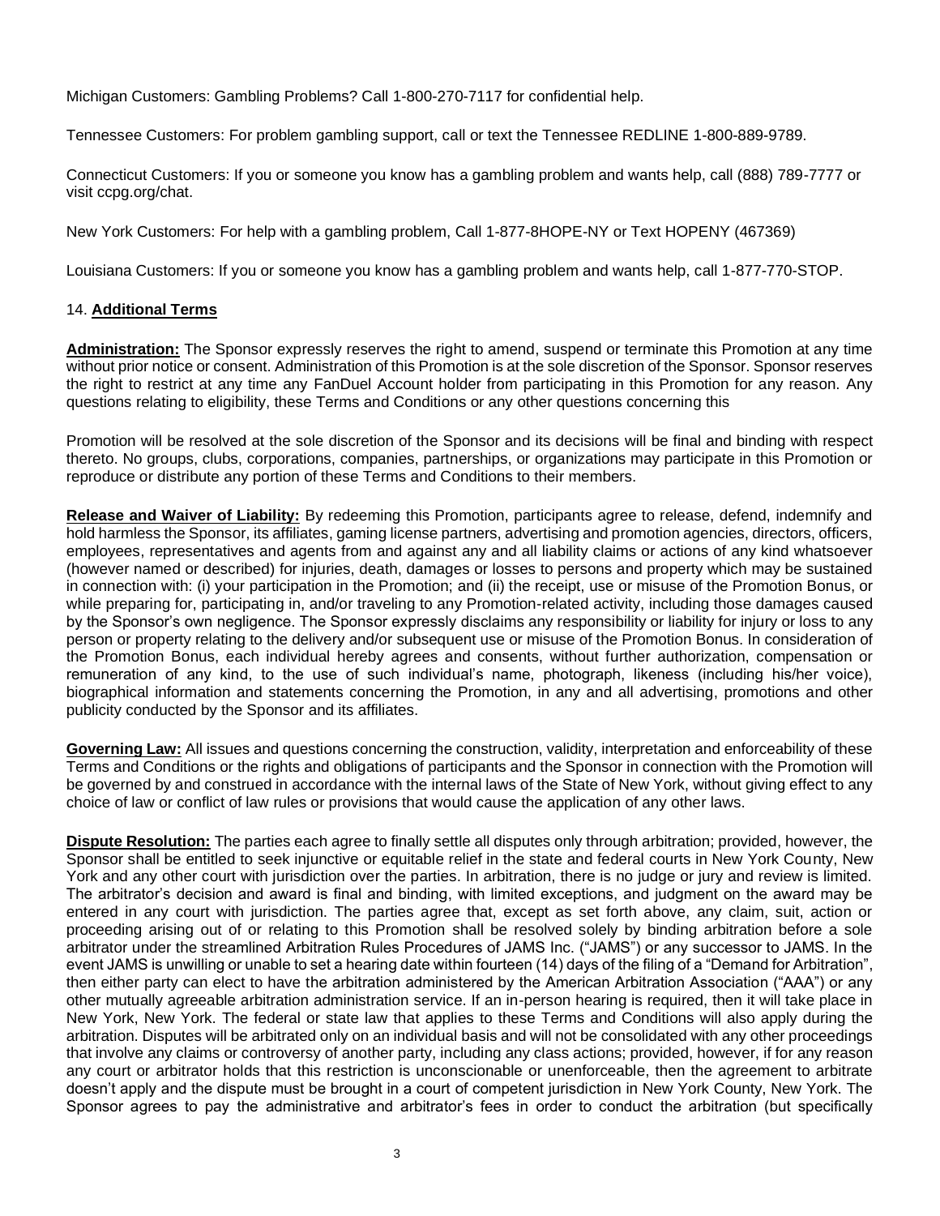Michigan Customers: Gambling Problems? Call 1-800-270-7117 for confidential help.

Tennessee Customers: For problem gambling support, call or text the Tennessee REDLINE 1-800-889-9789.

Connecticut Customers: If you or someone you know has a gambling problem and wants help, call (888) 789-7777 or visit ccpg.org/chat.

New York Customers: For help with a gambling problem, Call 1-877-8HOPE-NY or Text HOPENY (467369)

Louisiana Customers: If you or someone you know has a gambling problem and wants help, call 1-877-770-STOP.

## 14. **Additional Terms**

**Administration:** The Sponsor expressly reserves the right to amend, suspend or terminate this Promotion at any time without prior notice or consent. Administration of this Promotion is at the sole discretion of the Sponsor. Sponsor reserves the right to restrict at any time any FanDuel Account holder from participating in this Promotion for any reason. Any questions relating to eligibility, these Terms and Conditions or any other questions concerning this

Promotion will be resolved at the sole discretion of the Sponsor and its decisions will be final and binding with respect thereto. No groups, clubs, corporations, companies, partnerships, or organizations may participate in this Promotion or reproduce or distribute any portion of these Terms and Conditions to their members.

**Release and Waiver of Liability:** By redeeming this Promotion, participants agree to release, defend, indemnify and hold harmless the Sponsor, its affiliates, gaming license partners, advertising and promotion agencies, directors, officers, employees, representatives and agents from and against any and all liability claims or actions of any kind whatsoever (however named or described) for injuries, death, damages or losses to persons and property which may be sustained in connection with: (i) your participation in the Promotion; and (ii) the receipt, use or misuse of the Promotion Bonus, or while preparing for, participating in, and/or traveling to any Promotion-related activity, including those damages caused by the Sponsor's own negligence. The Sponsor expressly disclaims any responsibility or liability for injury or loss to any person or property relating to the delivery and/or subsequent use or misuse of the Promotion Bonus. In consideration of the Promotion Bonus, each individual hereby agrees and consents, without further authorization, compensation or remuneration of any kind, to the use of such individual's name, photograph, likeness (including his/her voice), biographical information and statements concerning the Promotion, in any and all advertising, promotions and other publicity conducted by the Sponsor and its affiliates.

**Governing Law:** All issues and questions concerning the construction, validity, interpretation and enforceability of these Terms and Conditions or the rights and obligations of participants and the Sponsor in connection with the Promotion will be governed by and construed in accordance with the internal laws of the State of New York, without giving effect to any choice of law or conflict of law rules or provisions that would cause the application of any other laws.

**Dispute Resolution:** The parties each agree to finally settle all disputes only through arbitration; provided, however, the Sponsor shall be entitled to seek injunctive or equitable relief in the state and federal courts in New York County, New York and any other court with jurisdiction over the parties. In arbitration, there is no judge or jury and review is limited. The arbitrator's decision and award is final and binding, with limited exceptions, and judgment on the award may be entered in any court with jurisdiction. The parties agree that, except as set forth above, any claim, suit, action or proceeding arising out of or relating to this Promotion shall be resolved solely by binding arbitration before a sole arbitrator under the streamlined Arbitration Rules Procedures of JAMS Inc. ("JAMS") or any successor to JAMS. In the event JAMS is unwilling or unable to set a hearing date within fourteen (14) days of the filing of a "Demand for Arbitration", then either party can elect to have the arbitration administered by the American Arbitration Association ("AAA") or any other mutually agreeable arbitration administration service. If an in-person hearing is required, then it will take place in New York, New York. The federal or state law that applies to these Terms and Conditions will also apply during the arbitration. Disputes will be arbitrated only on an individual basis and will not be consolidated with any other proceedings that involve any claims or controversy of another party, including any class actions; provided, however, if for any reason any court or arbitrator holds that this restriction is unconscionable or unenforceable, then the agreement to arbitrate doesn't apply and the dispute must be brought in a court of competent jurisdiction in New York County, New York. The Sponsor agrees to pay the administrative and arbitrator's fees in order to conduct the arbitration (but specifically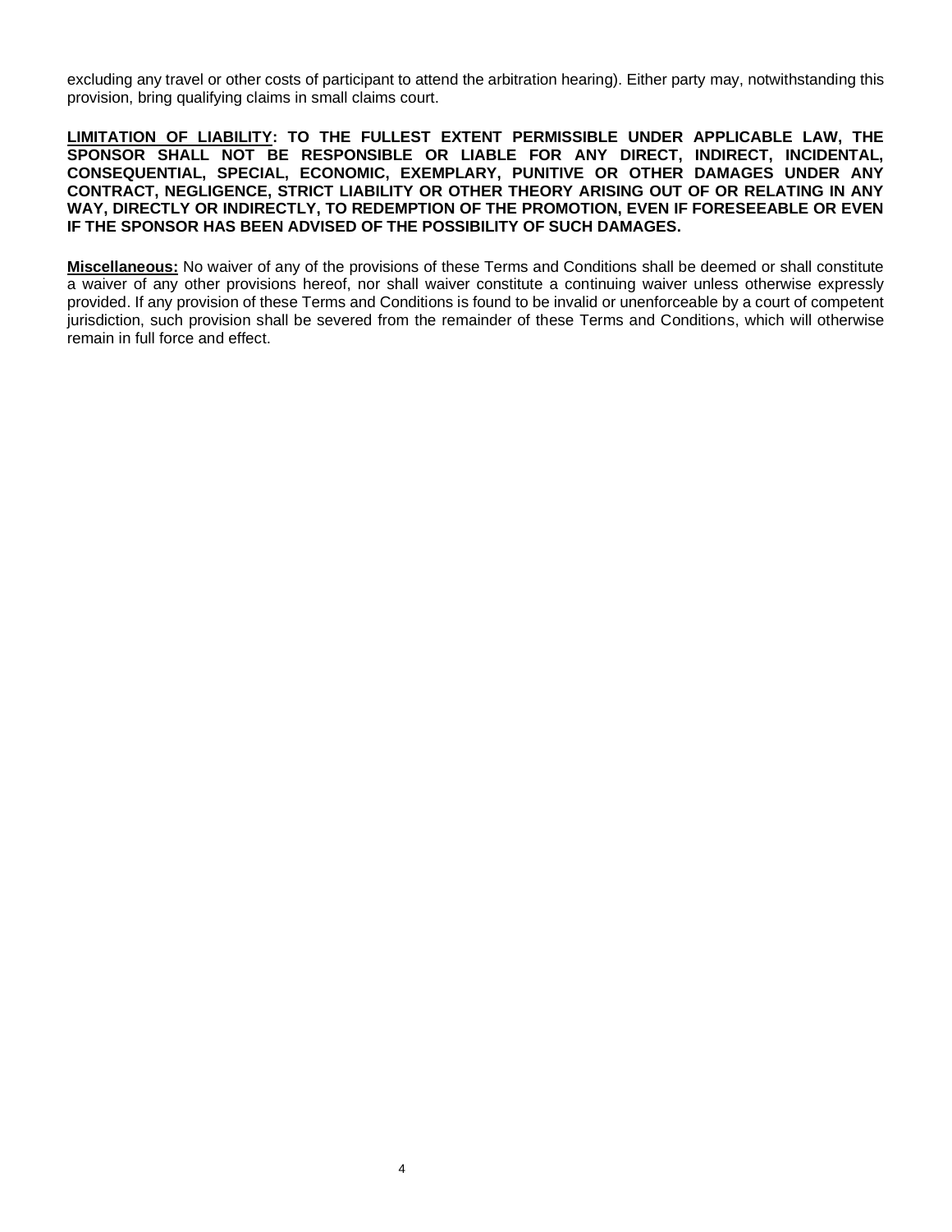excluding any travel or other costs of participant to attend the arbitration hearing). Either party may, notwithstanding this provision, bring qualifying claims in small claims court.

**LIMITATION OF LIABILITY: TO THE FULLEST EXTENT PERMISSIBLE UNDER APPLICABLE LAW, THE SPONSOR SHALL NOT BE RESPONSIBLE OR LIABLE FOR ANY DIRECT, INDIRECT, INCIDENTAL, CONSEQUENTIAL, SPECIAL, ECONOMIC, EXEMPLARY, PUNITIVE OR OTHER DAMAGES UNDER ANY CONTRACT, NEGLIGENCE, STRICT LIABILITY OR OTHER THEORY ARISING OUT OF OR RELATING IN ANY WAY, DIRECTLY OR INDIRECTLY, TO REDEMPTION OF THE PROMOTION, EVEN IF FORESEEABLE OR EVEN IF THE SPONSOR HAS BEEN ADVISED OF THE POSSIBILITY OF SUCH DAMAGES.**

**Miscellaneous:** No waiver of any of the provisions of these Terms and Conditions shall be deemed or shall constitute a waiver of any other provisions hereof, nor shall waiver constitute a continuing waiver unless otherwise expressly provided. If any provision of these Terms and Conditions is found to be invalid or unenforceable by a court of competent jurisdiction, such provision shall be severed from the remainder of these Terms and Conditions, which will otherwise remain in full force and effect.